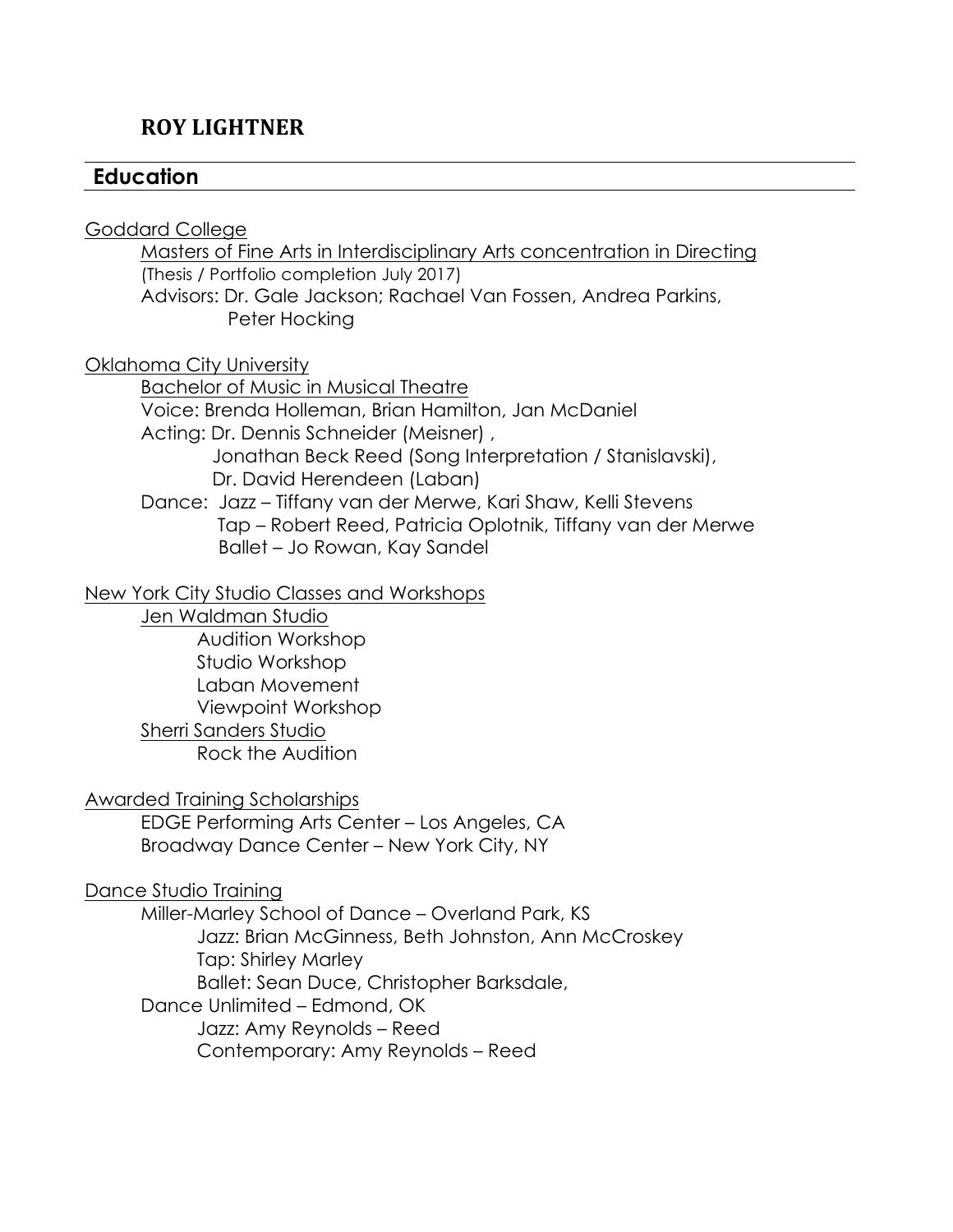# ROY LIGHTNER

## Education

Goddard College

Masters of Fine Arts in Interdisciplinary Arts concentration in Directing
(Thesis / Portfolio completion July 2017)
Advisors: Dr. Gale Jackson; Rachael Van Fossen, Andrea Parkins, Peter Hocking

Oklahoma City University

Bachelor of Music in Musical Theatre
Voice: Brenda Holleman, Brian Hamilton, Jan McDaniel
Acting: Dr. Dennis Schneider (Meisner) ,
Jonathan Beck Reed (Song Interpretation / Stanislavski),
Dr. David Herendeen (Laban)
Dance: Jazz – Tiffany van der Merwe, Kari Shaw, Kelli Stevens
Tap – Robert Reed, Patricia Oplotnik, Tiffany van der Merwe
Ballet – Jo Rowan, Kay Sandel

New York City Studio Classes and Workshops

Jen Waldman Studio
- Audition Workshop
- Studio Workshop
- Laban Movement
- Viewpoint Workshop

Sherri Sanders Studio
- Rock the Audition

Awarded Training Scholarships

EDGE Performing Arts Center – Los Angeles, CA
Broadway Dance Center – New York City, NY

Dance Studio Training

Miller-Marley School of Dance – Overland Park, KS
- Jazz: Brian McGinness, Beth Johnston, Ann McCroskey
- Tap: Shirley Marley
- Ballet: Sean Duce, Christopher Barksdale,

Dance Unlimited – Edmond, OK
- Jazz: Amy Reynolds – Reed
- Contemporary: Amy Reynolds – Reed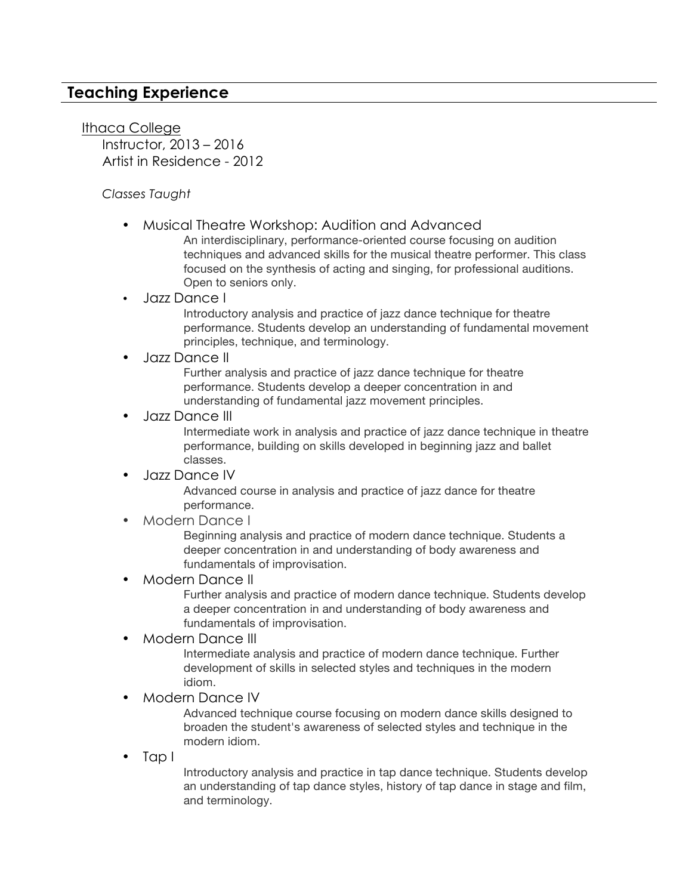## Teaching Experience

Ithaca College

Instructor, 2013 – 2016

Artist in Residence - 2012

*Classes Taught*

- Musical Theatre Workshop: Audition and Advanced

  An interdisciplinary, performance-oriented course focusing on audition techniques and advanced skills for the musical theatre performer. This class focused on the synthesis of acting and singing, for professional auditions. Open to seniors only.

- Jazz Dance I

  Introductory analysis and practice of jazz dance technique for theatre performance. Students develop an understanding of fundamental movement principles, technique, and terminology.

- Jazz Dance II

  Further analysis and practice of jazz dance technique for theatre performance. Students develop a deeper concentration in and understanding of fundamental jazz movement principles.

- Jazz Dance III

  Intermediate work in analysis and practice of jazz dance technique in theatre performance, building on skills developed in beginning jazz and ballet classes.

- Jazz Dance IV

  Advanced course in analysis and practice of jazz dance for theatre performance.

- Modern Dance I

  Beginning analysis and practice of modern dance technique. Students a deeper concentration in and understanding of body awareness and fundamentals of improvisation.

- Modern Dance II

  Further analysis and practice of modern dance technique. Students develop a deeper concentration in and understanding of body awareness and fundamentals of improvisation.

- Modern Dance III

  Intermediate analysis and practice of modern dance technique. Further development of skills in selected styles and techniques in the modern idiom.

- Modern Dance IV

  Advanced technique course focusing on modern dance skills designed to broaden the student's awareness of selected styles and technique in the modern idiom.

- Tap I

  Introductory analysis and practice in tap dance technique. Students develop an understanding of tap dance styles, history of tap dance in stage and film, and terminology.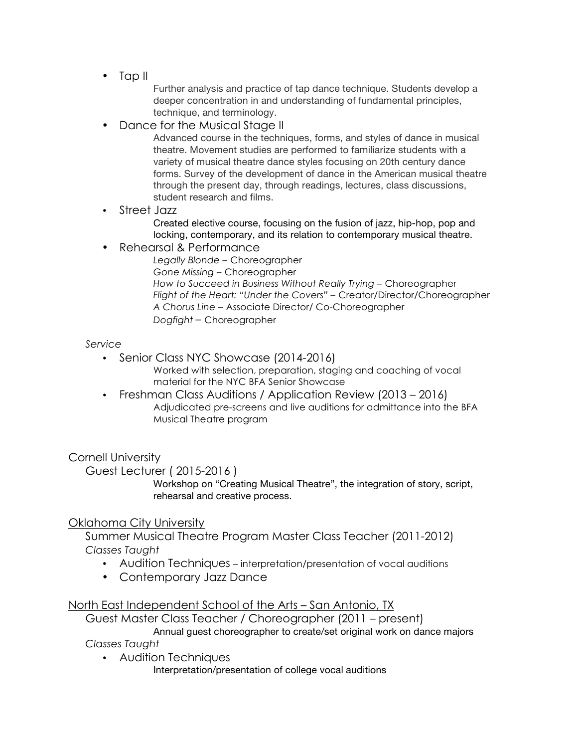- Tap II

  Further analysis and practice of tap dance technique. Students develop a deeper concentration in and understanding of fundamental principles, technique, and terminology.

- Dance for the Musical Stage II

  Advanced course in the techniques, forms, and styles of dance in musical theatre. Movement studies are performed to familiarize students with a variety of musical theatre dance styles focusing on 20th century dance forms. Survey of the development of dance in the American musical theatre through the present day, through readings, lectures, class discussions, student research and films.

- Street Jazz

  Created elective course, focusing on the fusion of jazz, hip-hop, pop and locking, contemporary, and its relation to contemporary musical theatre.

- Rehearsal & Performance

  *Legally Blonde* – Choreographer
  *Gone Missing* – Choreographer
  *How to Succeed in Business Without Really Trying* – Choreographer
  *Flight of the Heart: "Under the Covers"* – Creator/Director/Choreographer
  *A Chorus Line* – Associate Director/ Co-Choreographer
  *Dogfight* – Choreographer

*Service*

- Senior Class NYC Showcase (2014-2016)

  Worked with selection, preparation, staging and coaching of vocal material for the NYC BFA Senior Showcase

- Freshman Class Auditions / Application Review (2013 – 2016)

  Adjudicated pre-screens and live auditions for admittance into the BFA Musical Theatre program

<u>Cornell University</u>

Guest Lecturer ( 2015-2016 )

Workshop on "Creating Musical Theatre", the integration of story, script, rehearsal and creative process.

<u>Oklahoma City University</u>

Summer Musical Theatre Program Master Class Teacher (2011-2012)

*Classes Taught*

- Audition Techniques – interpretation/presentation of vocal auditions
- Contemporary Jazz Dance

<u>North East Independent School of the Arts – San Antonio, TX</u>

Guest Master Class Teacher / Choreographer (2011 – present)

Annual guest choreographer to create/set original work on dance majors

*Classes Taught*

- Audition Techniques

  Interpretation/presentation of college vocal auditions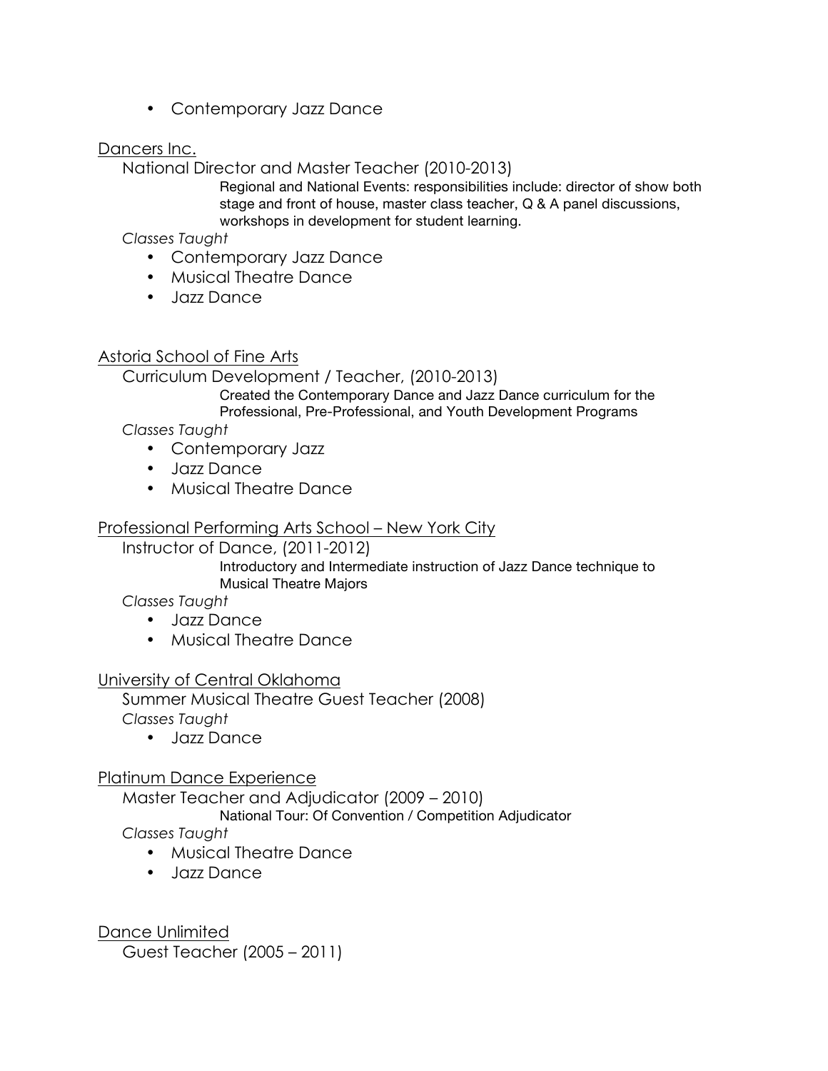- Contemporary Jazz Dance

<u>Dancers Inc.</u>

National Director and Master Teacher (2010-2013)

Regional and National Events: responsibilities include: director of show both stage and front of house, master class teacher, Q & A panel discussions, workshops in development for student learning.

*Classes Taught*

- Contemporary Jazz Dance
- Musical Theatre Dance
- Jazz Dance

<u>Astoria School of Fine Arts</u>

Curriculum Development / Teacher, (2010-2013)

Created the Contemporary Dance and Jazz Dance curriculum for the Professional, Pre-Professional, and Youth Development Programs

*Classes Taught*

- Contemporary Jazz
- Jazz Dance
- Musical Theatre Dance

<u>Professional Performing Arts School – New York City</u>

Instructor of Dance, (2011-2012)

Introductory and Intermediate instruction of Jazz Dance technique to Musical Theatre Majors

*Classes Taught*

- Jazz Dance
- Musical Theatre Dance

<u>University of Central Oklahoma</u>

Summer Musical Theatre Guest Teacher (2008)

*Classes Taught*

- Jazz Dance

<u>Platinum Dance Experience</u>

Master Teacher and Adjudicator (2009 – 2010)

National Tour: Of Convention / Competition Adjudicator

*Classes Taught*

- Musical Theatre Dance
- Jazz Dance

<u>Dance Unlimited</u>

Guest Teacher (2005 – 2011)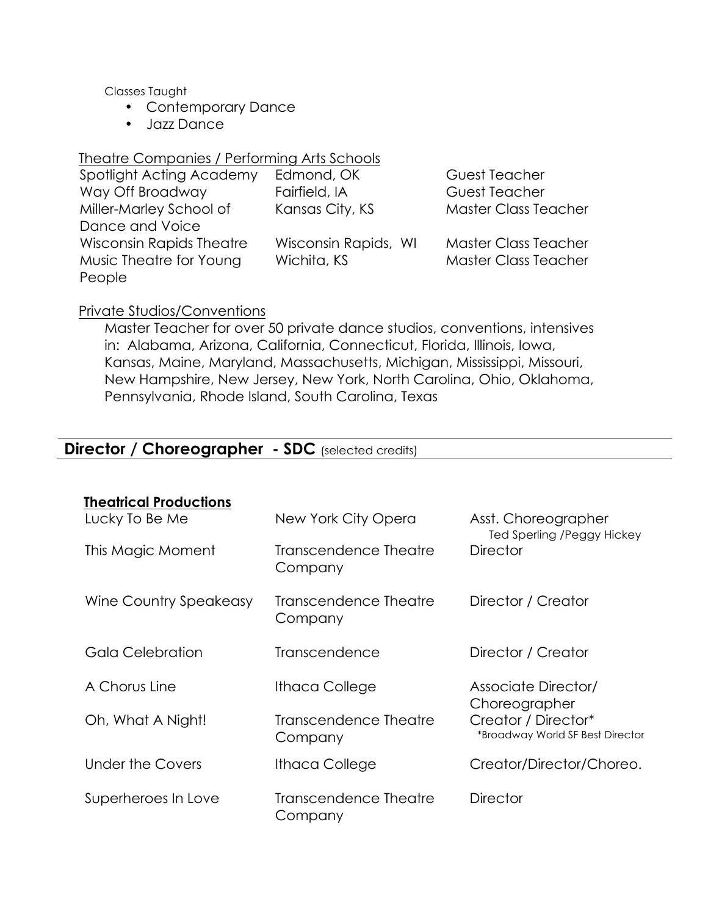Classes Taught

- Contemporary Dance
- Jazz Dance

Theatre Companies / Performing Arts Schools

| | | |
|---|---|---|
| Spotlight Acting Academy | Edmond, OK | Guest Teacher |
| Way Off Broadway | Fairfield, IA | Guest Teacher |
| Miller-Marley School of Dance and Voice | Kansas City, KS | Master Class Teacher |
| Wisconsin Rapids Theatre | Wisconsin Rapids, WI | Master Class Teacher |
| Music Theatre for Young People | Wichita, KS | Master Class Teacher |

Private Studios/Conventions

Master Teacher for over 50 private dance studios, conventions, intensives in: Alabama, Arizona, California, Connecticut, Florida, Illinois, Iowa, Kansas, Maine, Maryland, Massachusetts, Michigan, Mississippi, Missouri, New Hampshire, New Jersey, New York, North Carolina, Ohio, Oklahoma, Pennsylvania, Rhode Island, South Carolina, Texas

## **Director / Choreographer - SDC** (selected credits)

**Theatrical Productions**

| | | |
|---|---|---|
| Lucky To Be Me | New York City Opera | Asst. Choreographer<br>Ted Sperling /Peggy Hickey |
| This Magic Moment | Transcendence Theatre Company | Director |
| Wine Country Speakeasy | Transcendence Theatre Company | Director / Creator |
| Gala Celebration | Transcendence | Director / Creator |
| A Chorus Line | Ithaca College | Associate Director/ Choreographer |
| Oh, What A Night! | Transcendence Theatre Company | Creator / Director*<br>*Broadway World SF Best Director |
| Under the Covers | Ithaca College | Creator/Director/Choreo. |
| Superheroes In Love | Transcendence Theatre Company | Director |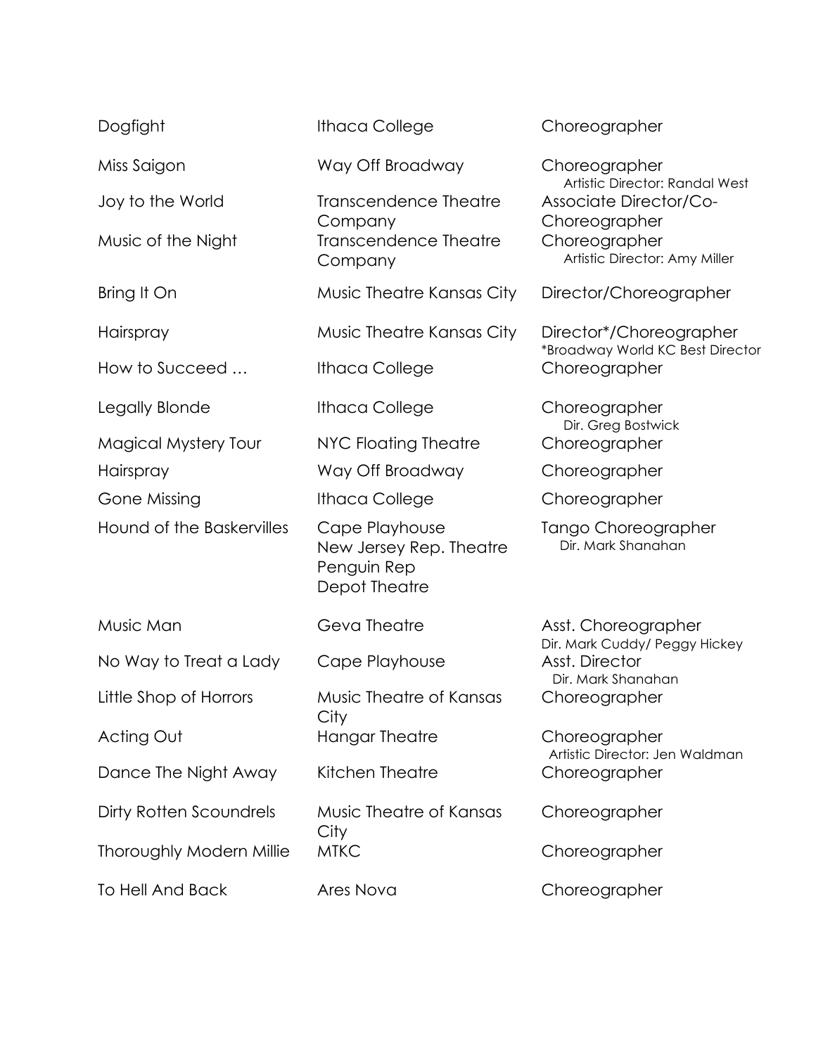| | | |
|---|---|---|
| Dogfight | Ithaca College | Choreographer |
| Miss Saigon | Way Off Broadway | Choreographer<br>Artistic Director: Randal West |
| Joy to the World | Transcendence Theatre Company | Associate Director/Co-Choreographer |
| Music of the Night | Transcendence Theatre Company | Choreographer<br>Artistic Director: Amy Miller |
| Bring It On | Music Theatre Kansas City | Director/Choreographer |
| Hairspray | Music Theatre Kansas City | Director*/Choreographer<br>*Broadway World KC Best Director |
| How to Succeed … | Ithaca College | Choreographer |
| Legally Blonde | Ithaca College | Choreographer<br>Dir. Greg Bostwick |
| Magical Mystery Tour | NYC Floating Theatre | Choreographer |
| Hairspray | Way Off Broadway | Choreographer |
| Gone Missing | Ithaca College | Choreographer |
| Hound of the Baskervilles | Cape Playhouse<br>New Jersey Rep. Theatre<br>Penguin Rep<br>Depot Theatre | Tango Choreographer<br>Dir. Mark Shanahan |
| Music Man | Geva Theatre | Asst. Choreographer<br>Dir. Mark Cuddy/ Peggy Hickey |
| No Way to Treat a Lady | Cape Playhouse | Asst. Director<br>Dir. Mark Shanahan |
| Little Shop of Horrors | Music Theatre of Kansas City | Choreographer |
| Acting Out | Hangar Theatre | Choreographer<br>Artistic Director: Jen Waldman |
| Dance The Night Away | Kitchen Theatre | Choreographer |
| Dirty Rotten Scoundrels | Music Theatre of Kansas City | Choreographer |
| Thoroughly Modern Millie | MTKC | Choreographer |
| To Hell And Back | Ares Nova | Choreographer |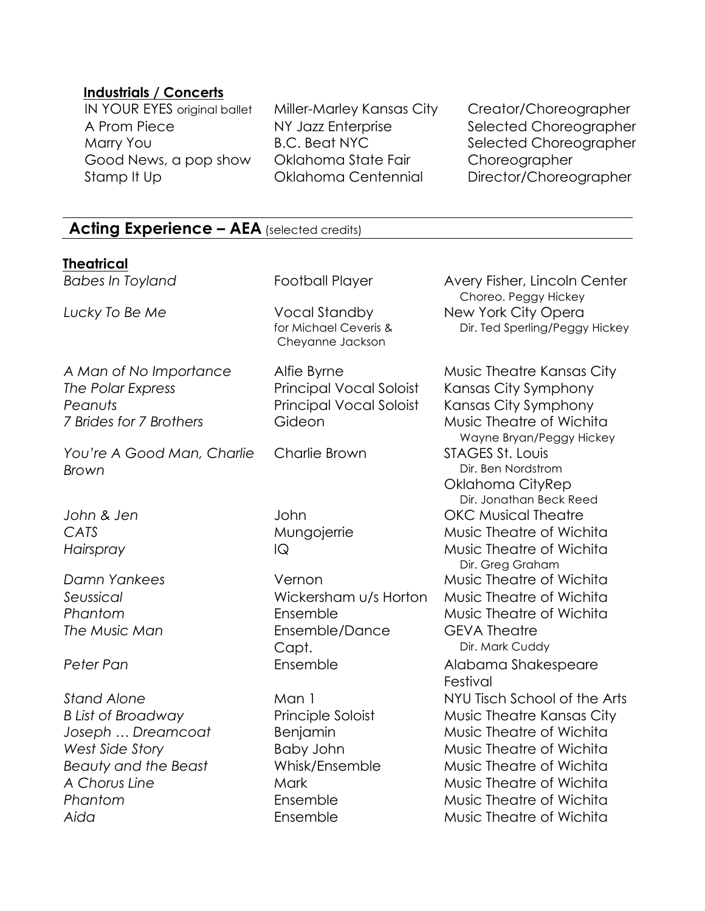**Industrials / Concerts**

| | | |
|---|---|---|
| IN YOUR EYES original ballet | Miller-Marley Kansas City | Creator/Choreographer |
| A Prom Piece | NY Jazz Enterprise | Selected Choreographer |
| Marry You | B.C. Beat NYC | Selected Choreographer |
| Good News, a pop show | Oklahoma State Fair | Choreographer |
| Stamp It Up | Oklahoma Centennial | Director/Choreographer |

## Acting Experience – AEA (selected credits)

**Theatrical**

| | | |
|---|---|---|
| *Babes In Toyland* | Football Player | Avery Fisher, Lincoln Center<br>Choreo. Peggy Hickey |
| *Lucky To Be Me* | Vocal Standby<br>for Michael Ceveris & Cheyanne Jackson | New York City Opera<br>Dir. Ted Sperling/Peggy Hickey |
| *A Man of No Importance* | Alfie Byrne | Music Theatre Kansas City |
| *The Polar Express* | Principal Vocal Soloist | Kansas City Symphony |
| *Peanuts* | Principal Vocal Soloist | Kansas City Symphony |
| *7 Brides for 7 Brothers* | Gideon | Music Theatre of Wichita<br>Wayne Bryan/Peggy Hickey |
| *You're A Good Man, Charlie Brown* | Charlie Brown | STAGES St. Louis<br>Dir. Ben Nordstrom<br>Oklahoma CityRep<br>Dir. Jonathan Beck Reed |
| *John & Jen* | John | OKC Musical Theatre |
| *CATS* | Mungojerrie | Music Theatre of Wichita |
| *Hairspray* | IQ | Music Theatre of Wichita<br>Dir. Greg Graham |
| *Damn Yankees* | Vernon | Music Theatre of Wichita |
| *Seussical* | Wickersham u/s Horton | Music Theatre of Wichita |
| *Phantom* | Ensemble | Music Theatre of Wichita |
| *The Music Man* | Ensemble/Dance Capt. | GEVA Theatre<br>Dir. Mark Cuddy |
| *Peter Pan* | Ensemble | Alabama Shakespeare Festival |
| *Stand Alone* | Man 1 | NYU Tisch School of the Arts |
| *B List of Broadway* | Principle Soloist | Music Theatre Kansas City |
| *Joseph … Dreamcoat* | Benjamin | Music Theatre of Wichita |
| *West Side Story* | Baby John | Music Theatre of Wichita |
| *Beauty and the Beast* | Whisk/Ensemble | Music Theatre of Wichita |
| *A Chorus Line* | Mark | Music Theatre of Wichita |
| *Phantom* | Ensemble | Music Theatre of Wichita |
| *Aida* | Ensemble | Music Theatre of Wichita |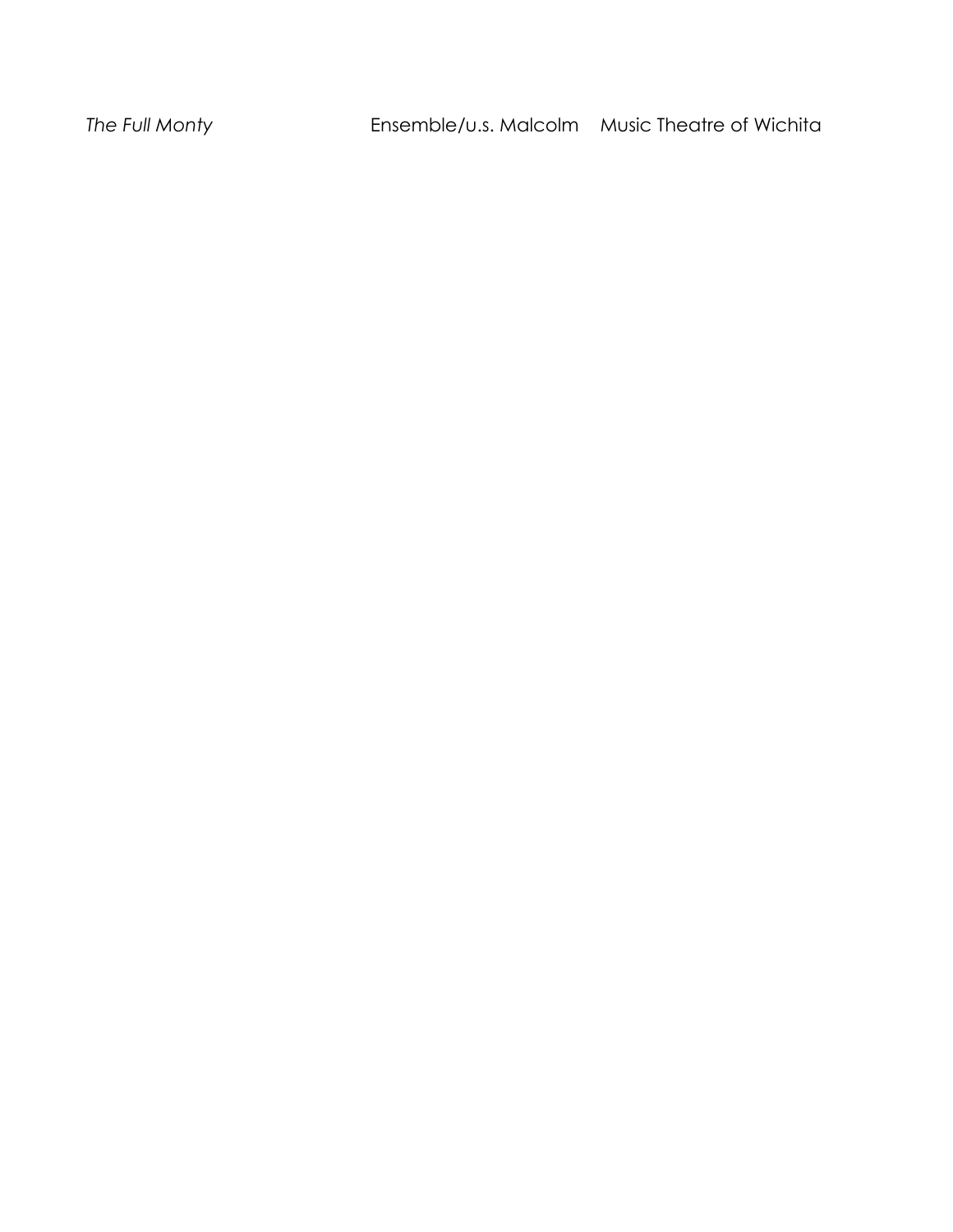| | | |
|---|---|---|
| *The Full Monty* | Ensemble/u.s. Malcolm | Music Theatre of Wichita |